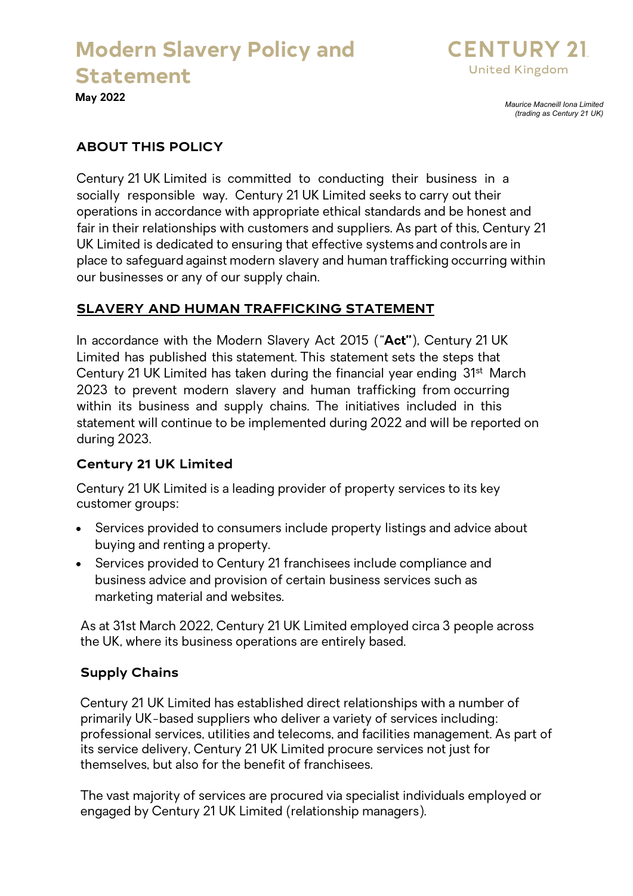# Modern Slavery Policy and Statement

**May 2022**

CENTURY 21
United Kingdom

*Maurice Macneill Iona Limited (trading as Century 21 UK)*

## ABOUT THIS POLICY

Century 21 UK Limited is committed to conducting their business in a socially responsible way. Century 21 UK Limited seeks to carry out their operations in accordance with appropriate ethical standards and be honest and fair in their relationships with customers and suppliers. As part of this, Century 21 UK Limited is dedicated to ensuring that effective systems and controls are in place to safeguard against modern slavery and human trafficking occurring within our businesses or any of our supply chain.

## SLAVERY AND HUMAN TRAFFICKING STATEMENT

In accordance with the Modern Slavery Act 2015 ("**Act"**), Century 21 UK Limited has published this statement. This statement sets the steps that Century 21 UK Limited has taken during the financial year ending 31st March 2023 to prevent modern slavery and human trafficking from occurring within its business and supply chains. The initiatives included in this statement will continue to be implemented during 2022 and will be reported on during 2023.

### Century 21 UK Limited

Century 21 UK Limited is a leading provider of property services to its key customer groups:

- Services provided to consumers include property listings and advice about buying and renting a property.
- Services provided to Century 21 franchisees include compliance and business advice and provision of certain business services such as marketing material and websites.

As at 31st March 2022, Century 21 UK Limited employed circa 3 people across the UK, where its business operations are entirely based.

### Supply Chains

Century 21 UK Limited has established direct relationships with a number of primarily UK-based suppliers who deliver a variety of services including: professional services, utilities and telecoms, and facilities management. As part of its service delivery, Century 21 UK Limited procure services not just for themselves, but also for the benefit of franchisees.

The vast majority of services are procured via specialist individuals employed or engaged by Century 21 UK Limited (relationship managers).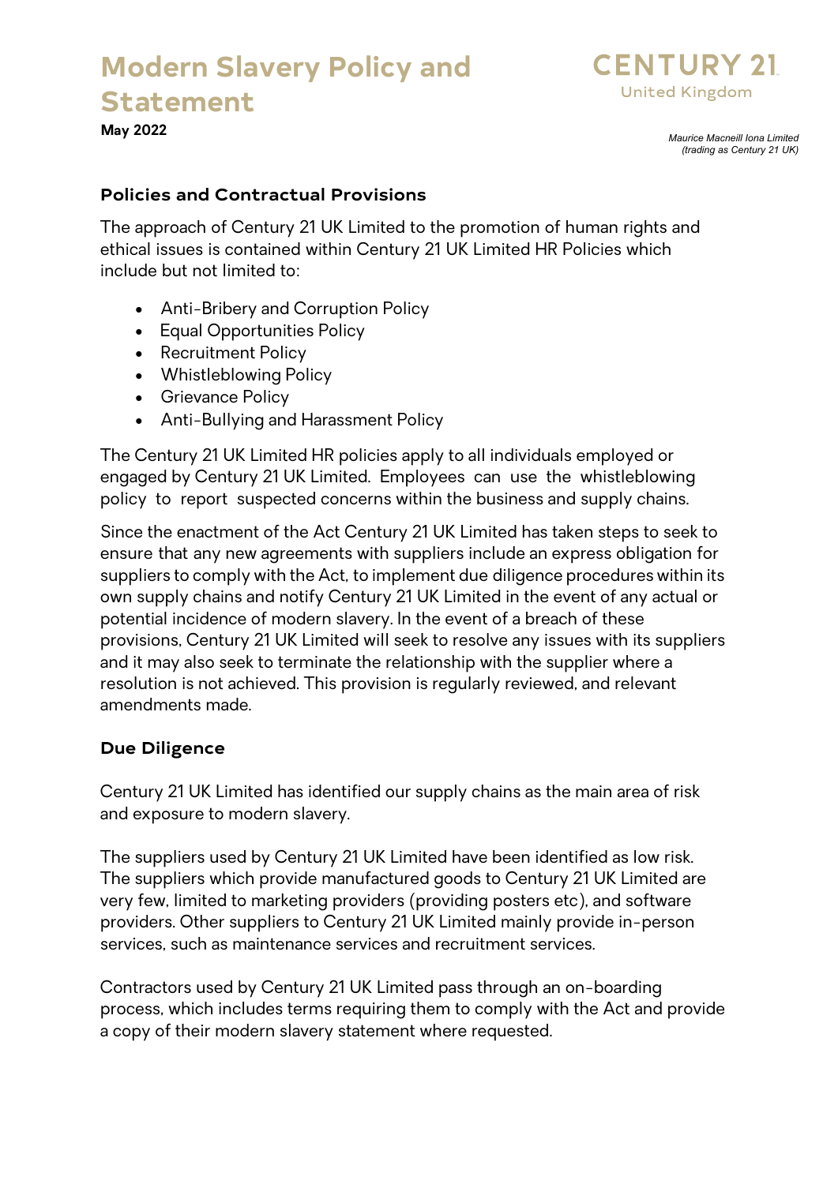## Policies and Contractual Provisions

The approach of Century 21 UK Limited to the promotion of human rights and ethical issues is contained within Century 21 UK Limited HR Policies which include but not limited to:

- Anti-Bribery and Corruption Policy
- Equal Opportunities Policy
- Recruitment Policy
- Whistleblowing Policy
- Grievance Policy
- Anti-Bullying and Harassment Policy

The Century 21 UK Limited HR policies apply to all individuals employed or engaged by Century 21 UK Limited. Employees can use the whistleblowing policy to report suspected concerns within the business and supply chains.

Since the enactment of the Act Century 21 UK Limited has taken steps to seek to ensure that any new agreements with suppliers include an express obligation for suppliers to comply with the Act, to implement due diligence procedures within its own supply chains and notify Century 21 UK Limited in the event of any actual or potential incidence of modern slavery. In the event of a breach of these provisions, Century 21 UK Limited will seek to resolve any issues with its suppliers and it may also seek to terminate the relationship with the supplier where a resolution is not achieved. This provision is regularly reviewed, and relevant amendments made.

## Due Diligence

Century 21 UK Limited has identified our supply chains as the main area of risk and exposure to modern slavery.

The suppliers used by Century 21 UK Limited have been identified as low risk. The suppliers which provide manufactured goods to Century 21 UK Limited are very few, limited to marketing providers (providing posters etc), and software providers. Other suppliers to Century 21 UK Limited mainly provide in-person services, such as maintenance services and recruitment services.

Contractors used by Century 21 UK Limited pass through an on-boarding process, which includes terms requiring them to comply with the Act and provide a copy of their modern slavery statement where requested.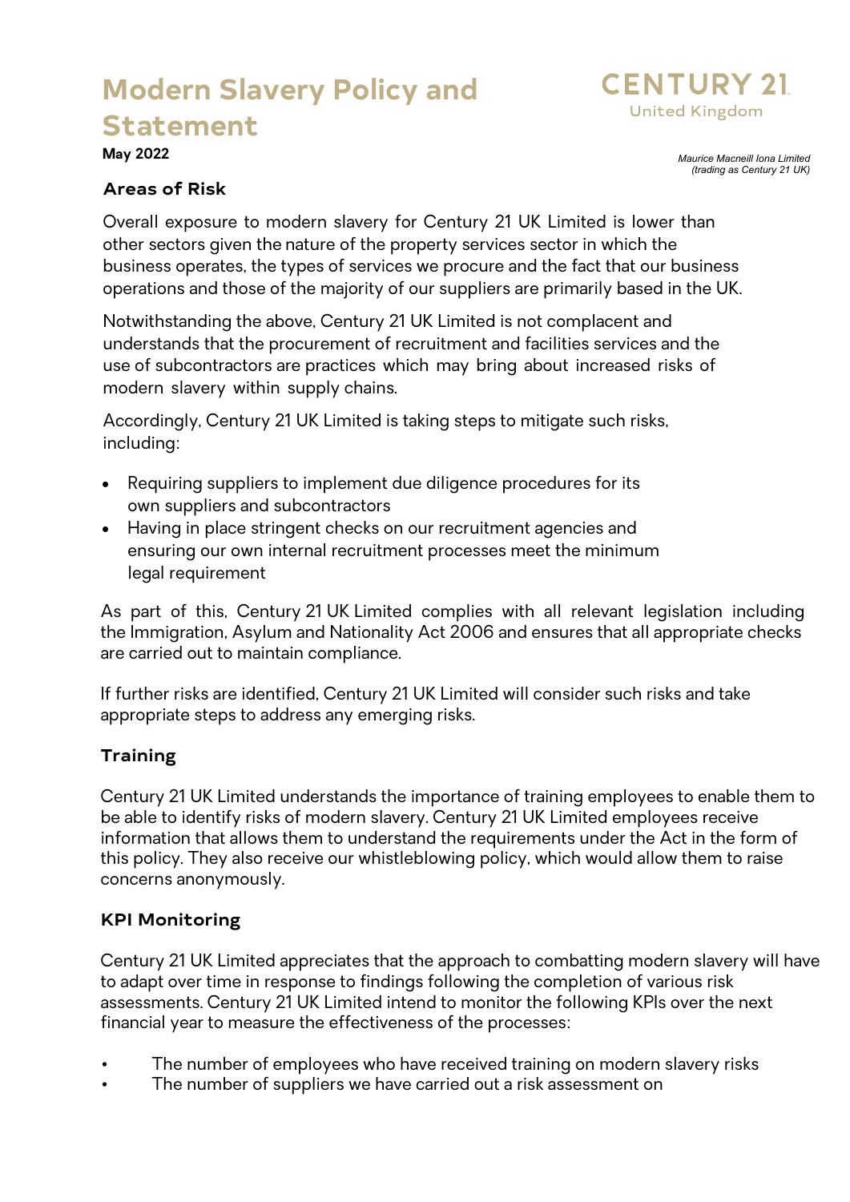# Modern Slavery Policy and Statement

**May 2022**

*Maurice Macneill Iona Limited (trading as Century 21 UK)*

## Areas of Risk

Overall exposure to modern slavery for Century 21 UK Limited is lower than other sectors given the nature of the property services sector in which the business operates, the types of services we procure and the fact that our business operations and those of the majority of our suppliers are primarily based in the UK.

Notwithstanding the above, Century 21 UK Limited is not complacent and understands that the procurement of recruitment and facilities services and the use of subcontractors are practices which may bring about increased risks of modern slavery within supply chains.

Accordingly, Century 21 UK Limited is taking steps to mitigate such risks, including:

- Requiring suppliers to implement due diligence procedures for its own suppliers and subcontractors
- Having in place stringent checks on our recruitment agencies and ensuring our own internal recruitment processes meet the minimum legal requirement

As part of this, Century 21 UK Limited complies with all relevant legislation including the Immigration, Asylum and Nationality Act 2006 and ensures that all appropriate checks are carried out to maintain compliance.

If further risks are identified, Century 21 UK Limited will consider such risks and take appropriate steps to address any emerging risks.

## Training

Century 21 UK Limited understands the importance of training employees to enable them to be able to identify risks of modern slavery. Century 21 UK Limited employees receive information that allows them to understand the requirements under the Act in the form of this policy. They also receive our whistleblowing policy, which would allow them to raise concerns anonymously.

## KPI Monitoring

Century 21 UK Limited appreciates that the approach to combatting modern slavery will have to adapt over time in response to findings following the completion of various risk assessments. Century 21 UK Limited intend to monitor the following KPIs over the next financial year to measure the effectiveness of the processes:

- The number of employees who have received training on modern slavery risks
- The number of suppliers we have carried out a risk assessment on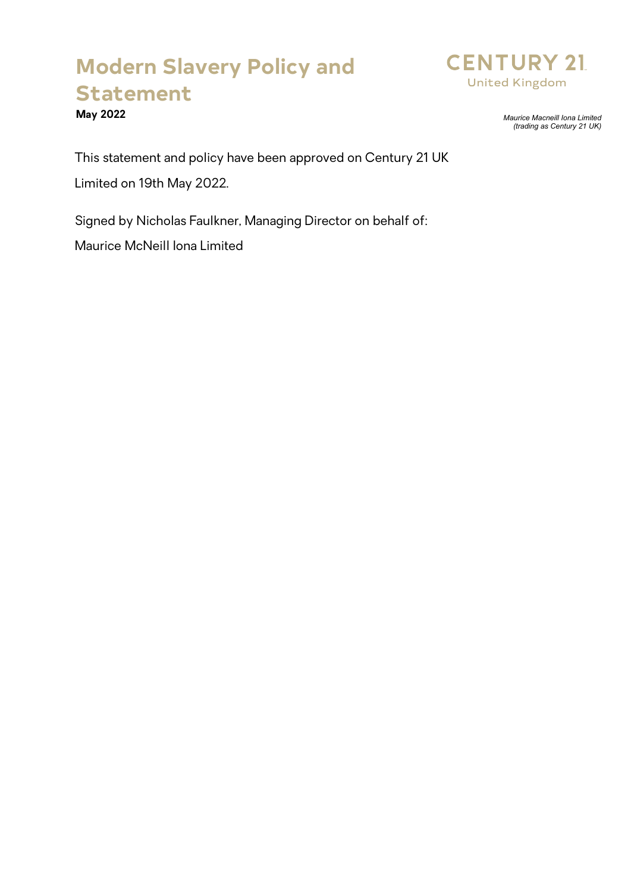# Modern Slavery Policy and Statement

**May 2022**

CENTURY 21
United Kingdom

*Maurice Macneill Iona Limited*
*(trading as Century 21 UK)*

This statement and policy have been approved on Century 21 UK Limited on 19th May 2022.

Signed by Nicholas Faulkner, Managing Director on behalf of:

Maurice McNeill Iona Limited